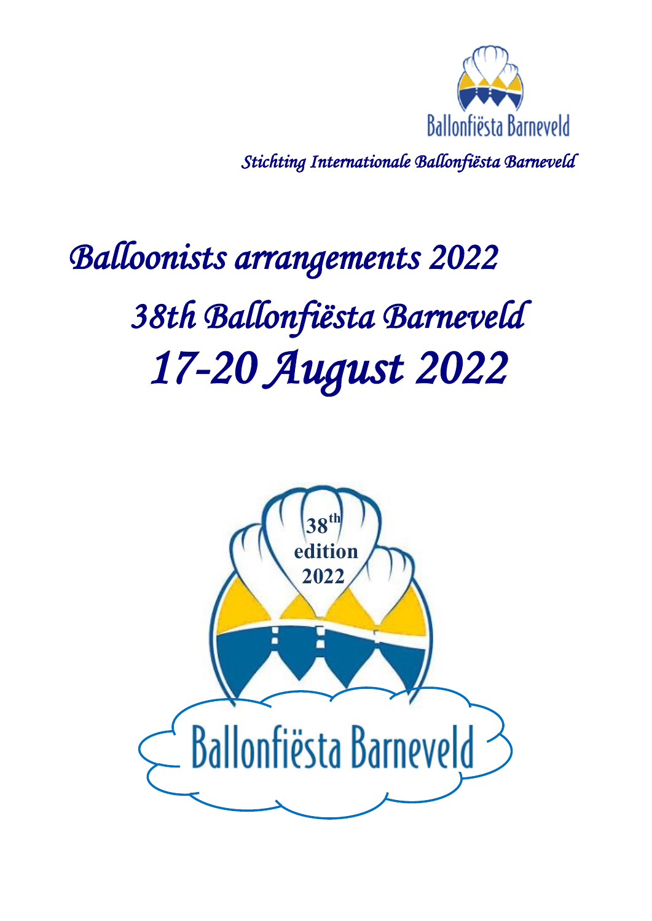Ballonfiësta Barneveld

*Stichting Internationale Ballonfiësta Barneveld*

# *Balloonists arrangements 2022*

# *38th Ballonfiësta Barneveld*

# *17-20 August 2022*

**38th edition 2022**

Ballonfiësta Barneveld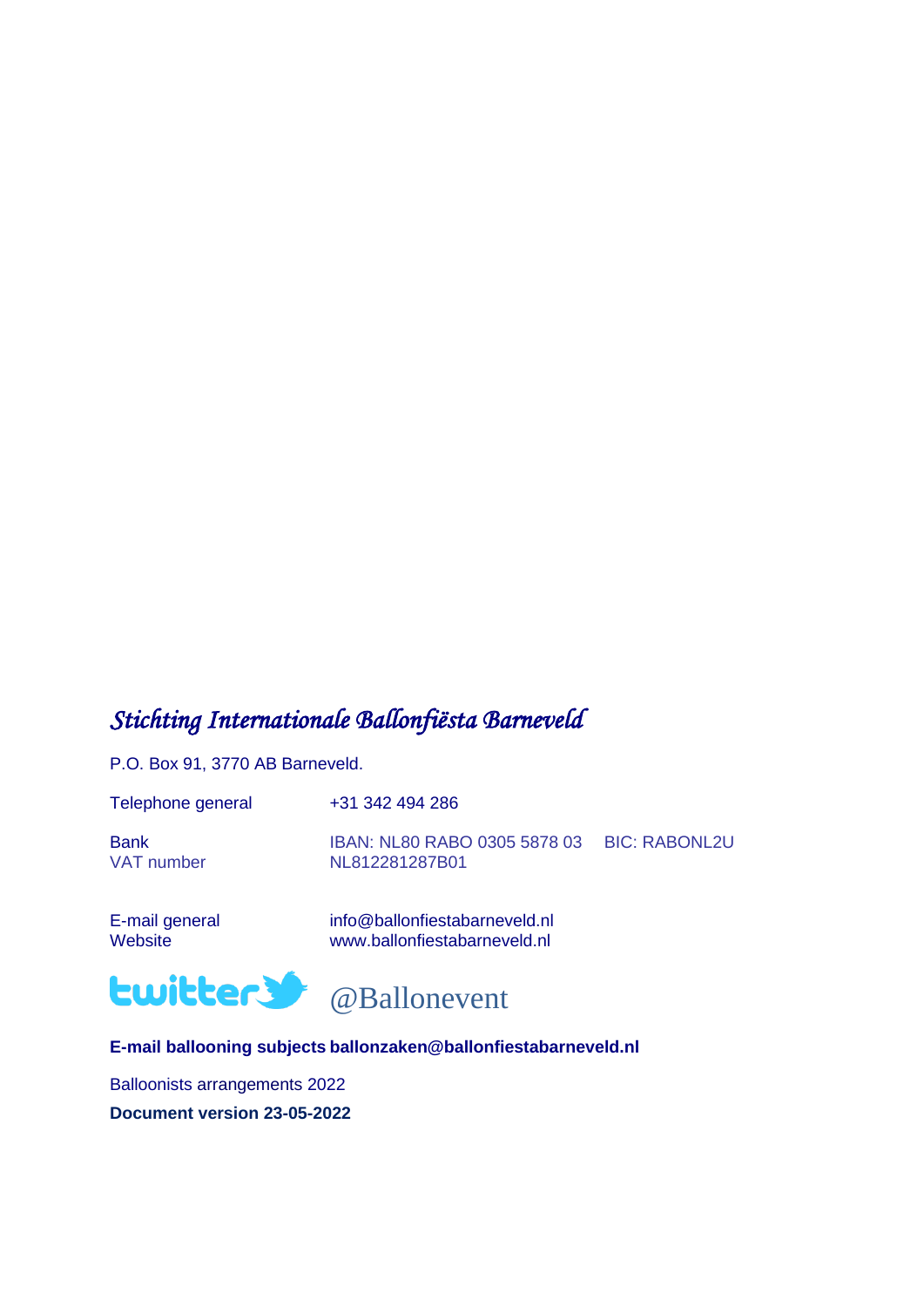*Stichting Internationale Ballonfiësta Barneveld*

P.O. Box 91, 3770 AB Barneveld.

| | |
|---|---|
| Telephone general | +31 342 494 286 |
| Bank | IBAN: NL80 RABO 0305 5878 03 BIC: RABONL2U |
| VAT number | NL812281287B01 |
| E-mail general | info@ballonfiestabarneveld.nl |
| Website | www.ballonfiestabarneveld.nl |

twitter @Ballonevent

**E-mail ballooning subjects ballonzaken@ballonfiestabarneveld.nl**

Balloonists arrangements 2022

**Document version 23-05-2022**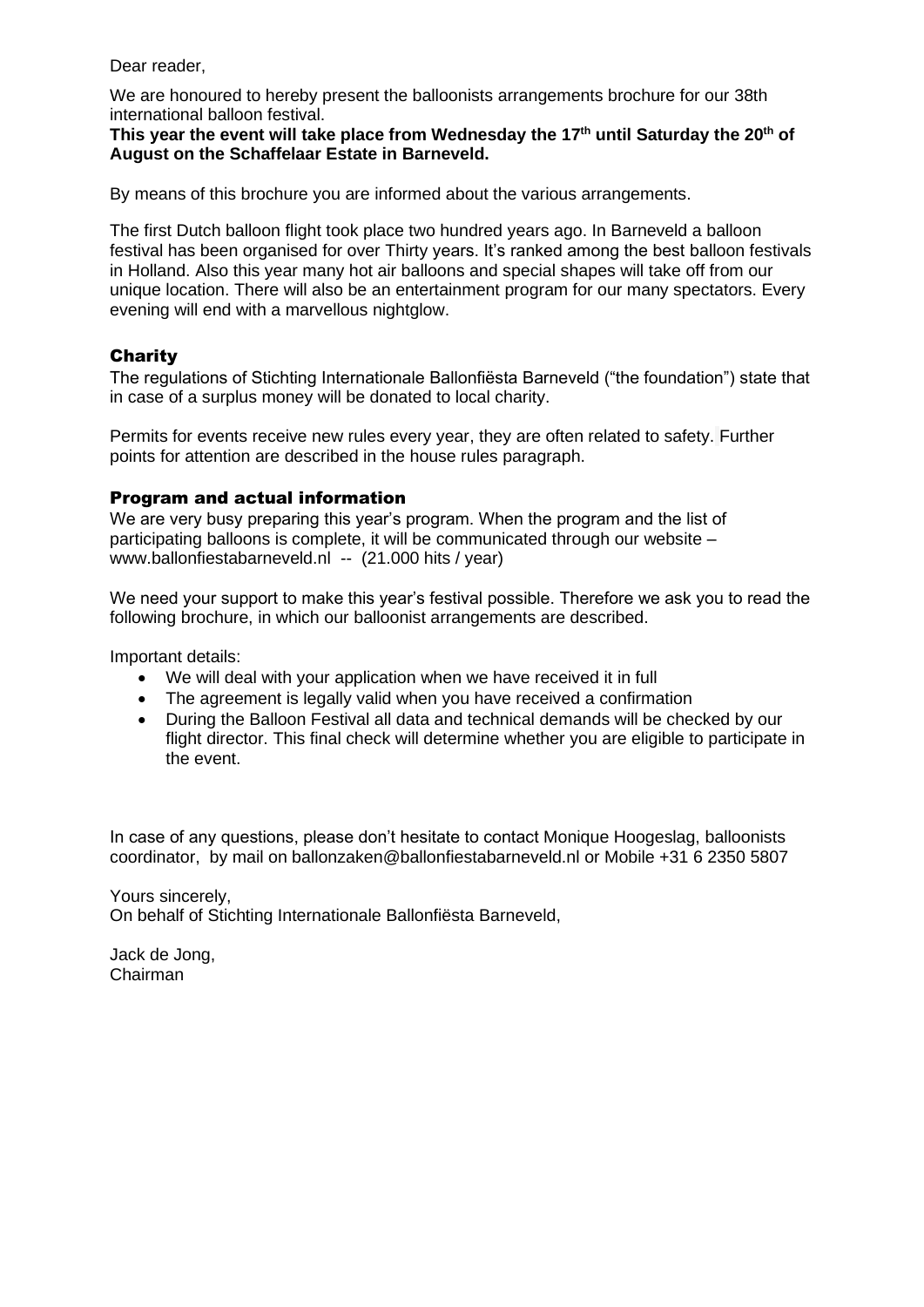Dear reader,

We are honoured to hereby present the balloonists arrangements brochure for our 38th international balloon festival.

**This year the event will take place from Wednesday the 17th until Saturday the 20th of August on the Schaffelaar Estate in Barneveld.**

By means of this brochure you are informed about the various arrangements.

The first Dutch balloon flight took place two hundred years ago. In Barneveld a balloon festival has been organised for over Thirty years. It's ranked among the best balloon festivals in Holland. Also this year many hot air balloons and special shapes will take off from our unique location. There will also be an entertainment program for our many spectators. Every evening will end with a marvellous nightglow.

## Charity

The regulations of Stichting Internationale Ballonfiësta Barneveld ("the foundation") state that in case of a surplus money will be donated to local charity.

Permits for events receive new rules every year, they are often related to safety. Further points for attention are described in the house rules paragraph.

## Program and actual information

We are very busy preparing this year's program. When the program and the list of participating balloons is complete, it will be communicated through our website – www.ballonfiestabarneveld.nl -- (21.000 hits / year)

We need your support to make this year's festival possible. Therefore we ask you to read the following brochure, in which our balloonist arrangements are described.

Important details:

- We will deal with your application when we have received it in full
- The agreement is legally valid when you have received a confirmation
- During the Balloon Festival all data and technical demands will be checked by our flight director. This final check will determine whether you are eligible to participate in the event.

In case of any questions, please don't hesitate to contact Monique Hoogeslag, balloonists coordinator, by mail on ballonzaken@ballonfiestabarneveld.nl or Mobile +31 6 2350 5807

Yours sincerely,
On behalf of Stichting Internationale Ballonfiësta Barneveld,

Jack de Jong,
Chairman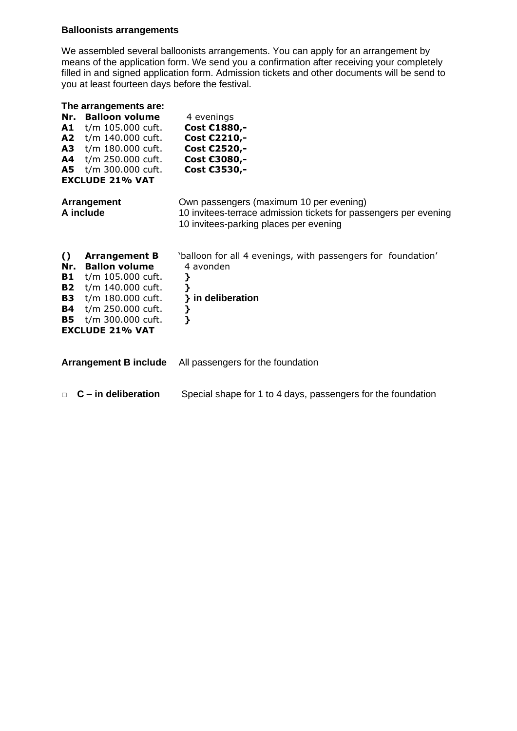**Balloonists arrangements**

We assembled several balloonists arrangements. You can apply for an arrangement by means of the application form. We send you a confirmation after receiving your completely filled in and signed application form. Admission tickets and other documents will be send to you at least fourteen days before the festival.

**The arrangements are:**

| **Nr.** | **Balloon volume** | 4 evenings |
|---|---|---|
| **A1** | t/m 105.000 cuft. | **Cost €1880,-** |
| **A2** | t/m 140.000 cuft. | **Cost €2210,-** |
| **A3** | t/m 180.000 cuft. | **Cost €2520,-** |
| **A4** | t/m 250.000 cuft. | **Cost €3080,-** |
| **A5** | t/m 300.000 cuft. | **Cost €3530,-** |

**EXCLUDE 21% VAT**

**Arrangement A include**
Own passengers (maximum 10 per evening)
10 invitees-terrace admission tickets for passengers per evening
10 invitees-parking places per evening

| **()** | **Arrangement B** | 'balloon for all 4 evenings, with passengers for foundation' |
|---|---|---|
| **Nr.** | **Ballon volume** | 4 avonden |
| **B1** | t/m 105.000 cuft. | } |
| **B2** | t/m 140.000 cuft. | } |
| **B3** | t/m 180.000 cuft. | **} in deliberation** |
| **B4** | t/m 250.000 cuft. | } |
| **B5** | t/m 300.000 cuft. | } |

**EXCLUDE 21% VAT**

**Arrangement B include** All passengers for the foundation

□ **C – in deliberation** Special shape for 1 to 4 days, passengers for the foundation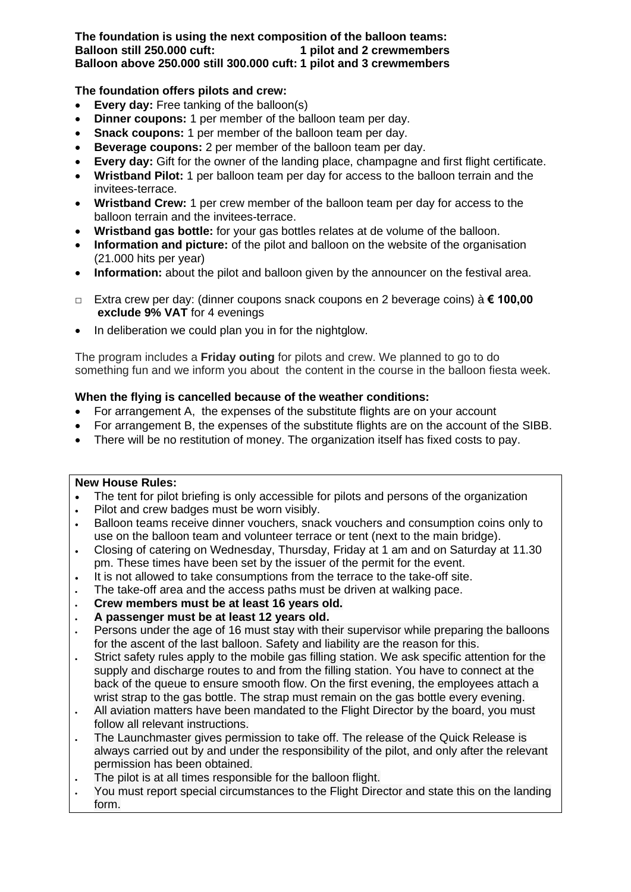**The foundation is using the next composition of the balloon teams:**
**Balloon still 250.000 cuft: 1 pilot and 2 crewmembers**
**Balloon above 250.000 still 300.000 cuft: 1 pilot and 3 crewmembers**

**The foundation offers pilots and crew:**

- **Every day:** Free tanking of the balloon(s)
- **Dinner coupons:** 1 per member of the balloon team per day.
- **Snack coupons:** 1 per member of the balloon team per day.
- **Beverage coupons:** 2 per member of the balloon team per day.
- **Every day:** Gift for the owner of the landing place, champagne and first flight certificate.
- **Wristband Pilot:** 1 per balloon team per day for access to the balloon terrain and the invitees-terrace.
- **Wristband Crew:** 1 per crew member of the balloon team per day for access to the balloon terrain and the invitees-terrace.
- **Wristband gas bottle:** for your gas bottles relates at de volume of the balloon.
- **Information and picture:** of the pilot and balloon on the website of the organisation (21.000 hits per year)
- **Information:** about the pilot and balloon given by the announcer on the festival area.

- □ Extra crew per day: (dinner coupons snack coupons en 2 beverage coins) à **€ 100,00 exclude 9% VAT** for 4 evenings

- In deliberation we could plan you in for the nightglow.

The program includes a **Friday outing** for pilots and crew. We planned to go to do something fun and we inform you about the content in the course in the balloon fiesta week.

**When the flying is cancelled because of the weather conditions:**

- For arrangement A, the expenses of the substitute flights are on your account
- For arrangement B, the expenses of the substitute flights are on the account of the SIBB.
- There will be no restitution of money. The organization itself has fixed costs to pay.

**New House Rules:**

- The tent for pilot briefing is only accessible for pilots and persons of the organization
- Pilot and crew badges must be worn visibly.
- Balloon teams receive dinner vouchers, snack vouchers and consumption coins only to use on the balloon team and volunteer terrace or tent (next to the main bridge).
- Closing of catering on Wednesday, Thursday, Friday at 1 am and on Saturday at 11.30 pm. These times have been set by the issuer of the permit for the event.
- It is not allowed to take consumptions from the terrace to the take-off site.
- The take-off area and the access paths must be driven at walking pace.
- **Crew members must be at least 16 years old.**
- **A passenger must be at least 12 years old.**
- Persons under the age of 16 must stay with their supervisor while preparing the balloons for the ascent of the last balloon. Safety and liability are the reason for this.
- Strict safety rules apply to the mobile gas filling station. We ask specific attention for the supply and discharge routes to and from the filling station. You have to connect at the back of the queue to ensure smooth flow. On the first evening, the employees attach a wrist strap to the gas bottle. The strap must remain on the gas bottle every evening.
- All aviation matters have been mandated to the Flight Director by the board, you must follow all relevant instructions.
- The Launchmaster gives permission to take off. The release of the Quick Release is always carried out by and under the responsibility of the pilot, and only after the relevant permission has been obtained.
- The pilot is at all times responsible for the balloon flight.
- You must report special circumstances to the Flight Director and state this on the landing form.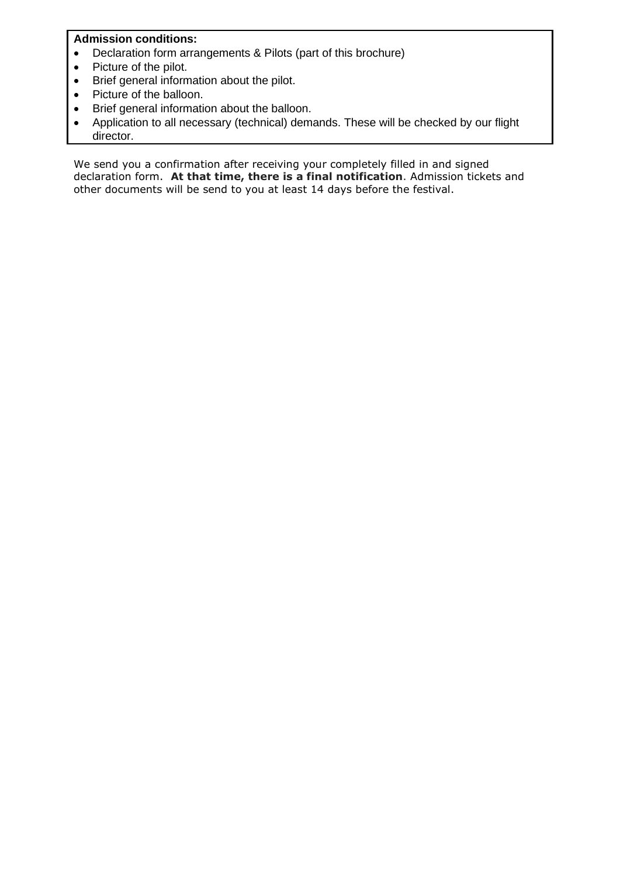**Admission conditions:**

- Declaration form arrangements & Pilots (part of this brochure)
- Picture of the pilot.
- Brief general information about the pilot.
- Picture of the balloon.
- Brief general information about the balloon.
- Application to all necessary (technical) demands. These will be checked by our flight director.

We send you a confirmation after receiving your completely filled in and signed declaration form. **At that time, there is a final notification**. Admission tickets and other documents will be send to you at least 14 days before the festival.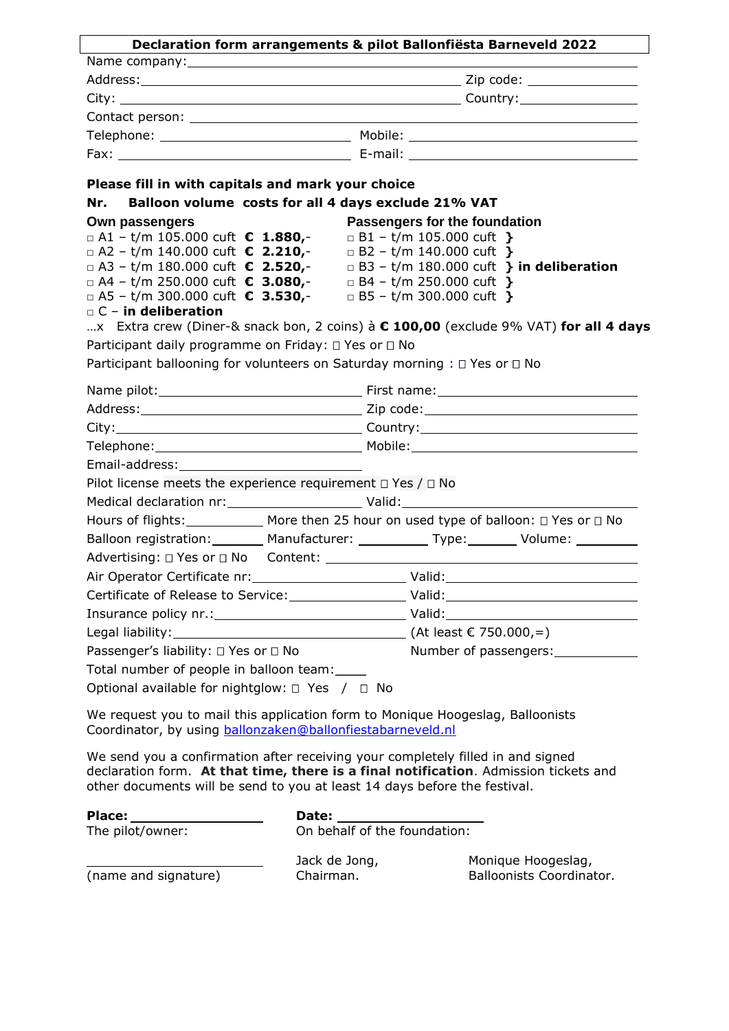**Declaration form arrangements & pilot Ballonfiësta Barneveld 2022**

Name company: \_\_\_\_\_\_\_\_\_\_\_\_\_\_\_\_\_\_\_\_

Address: \_\_\_\_\_\_\_\_\_\_\_\_\_\_\_\_\_\_\_\_ Zip code: \_\_\_\_\_\_\_\_\_\_

City: \_\_\_\_\_\_\_\_\_\_\_\_\_\_\_\_\_\_\_\_ Country: \_\_\_\_\_\_\_\_\_\_

Contact person: \_\_\_\_\_\_\_\_\_\_\_\_\_\_\_\_\_\_\_\_

Telephone: \_\_\_\_\_\_\_\_\_\_\_\_\_\_\_\_\_\_\_\_ Mobile: \_\_\_\_\_\_\_\_\_\_\_\_\_\_\_\_\_\_\_\_

Fax: \_\_\_\_\_\_\_\_\_\_\_\_\_\_\_\_\_\_\_\_ E-mail: \_\_\_\_\_\_\_\_\_\_\_\_\_\_\_\_\_\_\_\_

**Please fill in with capitals and mark your choice**

**Nr. Balloon volume costs for all 4 days exclude 21% VAT**

| **Own passengers** | **Passengers for the foundation** |
|---|---|
| □ A1 – t/m 105.000 cuft **€ 1.880,-** | □ B1 – t/m 105.000 cuft **}** |
| □ A2 – t/m 140.000 cuft **€ 2.210,-** | □ B2 – t/m 140.000 cuft **}** |
| □ A3 – t/m 180.000 cuft **€ 2.520,-** | □ B3 – t/m 180.000 cuft **} in deliberation** |
| □ A4 – t/m 250.000 cuft **€ 3.080,-** | □ B4 – t/m 250.000 cuft **}** |
| □ A5 – t/m 300.000 cuft **€ 3.530,-** | □ B5 – t/m 300.000 cuft **}** |
| □ C – **in deliberation** | |

…x Extra crew (Diner-& snack bon, 2 coins) à **€ 100,00** (exclude 9% VAT) **for all 4 days**

Participant daily programme on Friday: □ Yes or □ No

Participant ballooning for volunteers on Saturday morning : □ Yes or □ No

Name pilot: \_\_\_\_\_\_\_\_\_\_\_\_\_\_\_\_\_\_\_\_ First name: \_\_\_\_\_\_\_\_\_\_\_\_\_\_\_\_\_\_\_\_

Address: \_\_\_\_\_\_\_\_\_\_\_\_\_\_\_\_\_\_\_\_ Zip code: \_\_\_\_\_\_\_\_\_\_\_\_\_\_\_\_\_\_\_\_

City: \_\_\_\_\_\_\_\_\_\_\_\_\_\_\_\_\_\_\_\_ Country: \_\_\_\_\_\_\_\_\_\_\_\_\_\_\_\_\_\_\_\_

Telephone: \_\_\_\_\_\_\_\_\_\_\_\_\_\_\_\_\_\_\_\_ Mobile: \_\_\_\_\_\_\_\_\_\_\_\_\_\_\_\_\_\_\_\_

Email-address: \_\_\_\_\_\_\_\_\_\_\_\_\_\_\_\_\_\_\_\_

Pilot license meets the experience requirement □ Yes / □ No

Medical declaration nr: \_\_\_\_\_\_\_\_\_\_\_\_\_\_\_\_\_\_\_\_ Valid: \_\_\_\_\_\_\_\_\_\_\_\_\_\_\_\_\_\_\_\_

Hours of flights: \_\_\_\_\_\_\_\_\_\_ More then 25 hour on used type of balloon: □ Yes or □ No

Balloon registration: \_\_\_\_\_\_\_ Manufacturer: \_\_\_\_\_\_\_\_\_\_ Type: \_\_\_\_\_\_\_ Volume: \_\_\_\_\_\_\_\_

Advertising: □ Yes or □ No Content: \_\_\_\_\_\_\_\_\_\_\_\_\_\_\_\_\_\_\_\_

Air Operator Certificate nr: \_\_\_\_\_\_\_\_\_\_\_\_\_\_\_\_\_\_\_\_ Valid: \_\_\_\_\_\_\_\_\_\_\_\_\_\_\_\_\_\_\_\_

Certificate of Release to Service: \_\_\_\_\_\_\_\_\_\_\_\_\_\_\_\_\_\_\_\_ Valid: \_\_\_\_\_\_\_\_\_\_\_\_\_\_\_\_\_\_\_\_

Insurance policy nr.: \_\_\_\_\_\_\_\_\_\_\_\_\_\_\_\_\_\_\_\_ Valid: \_\_\_\_\_\_\_\_\_\_\_\_\_\_\_\_\_\_\_\_

Legal liability: \_\_\_\_\_\_\_\_\_\_\_\_\_\_\_\_\_\_\_\_ (At least € 750.000,=)

Passenger's liability: □ Yes or □ No Number of passengers: \_\_\_\_\_\_\_\_\_\_

Total number of people in balloon team: \_\_\_\_

Optional available for nightglow: □ Yes / □ No

We request you to mail this application form to Monique Hoogeslag, Balloonists Coordinator, by using ballonzaken@ballonfiestabarneveld.nl

We send you a confirmation after receiving your completely filled in and signed declaration form. **At that time, there is a final notification**. Admission tickets and other documents will be send to you at least 14 days before the festival.

**Place:** \_\_\_\_\_\_\_\_\_\_\_\_\_\_\_\_\_\_\_\_ **Date:** \_\_\_\_\_\_\_\_\_\_\_\_\_\_\_\_\_\_\_\_

The pilot/owner: On behalf of the foundation:

\_\_\_\_\_\_\_\_\_\_\_\_\_\_\_\_\_\_\_\_ Jack de Jong, Chairman. Monique Hoogeslag, Balloonists Coordinator.

(name and signature)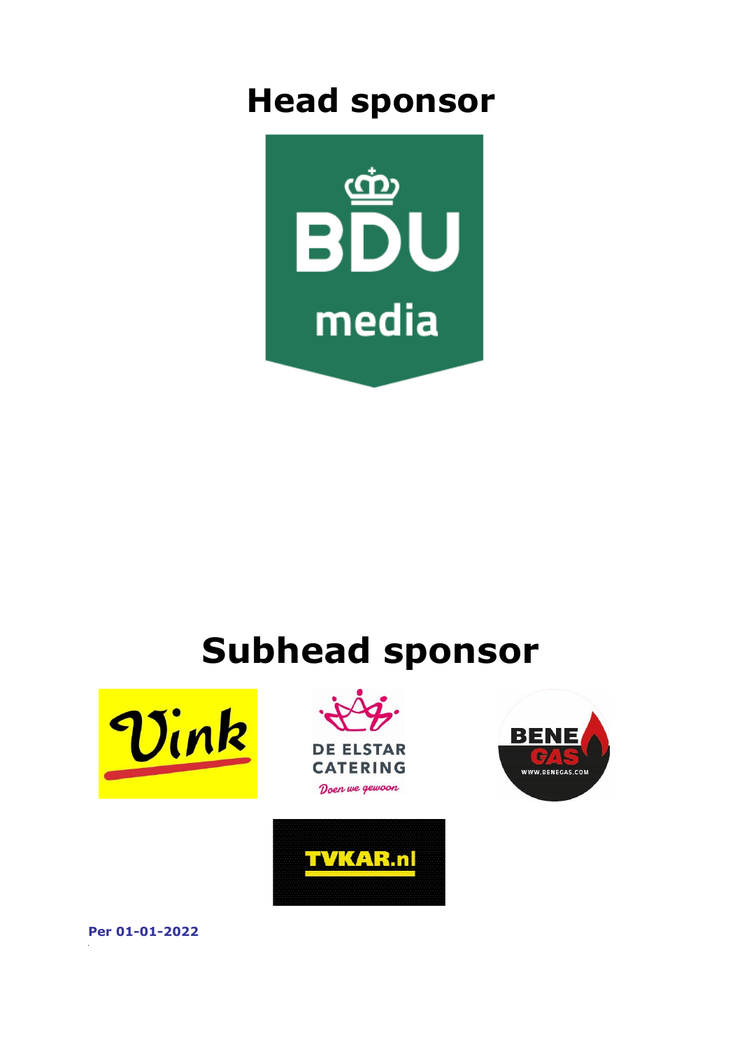# Head sponsor

# Subhead sponsor

**Per 01-01-2022**